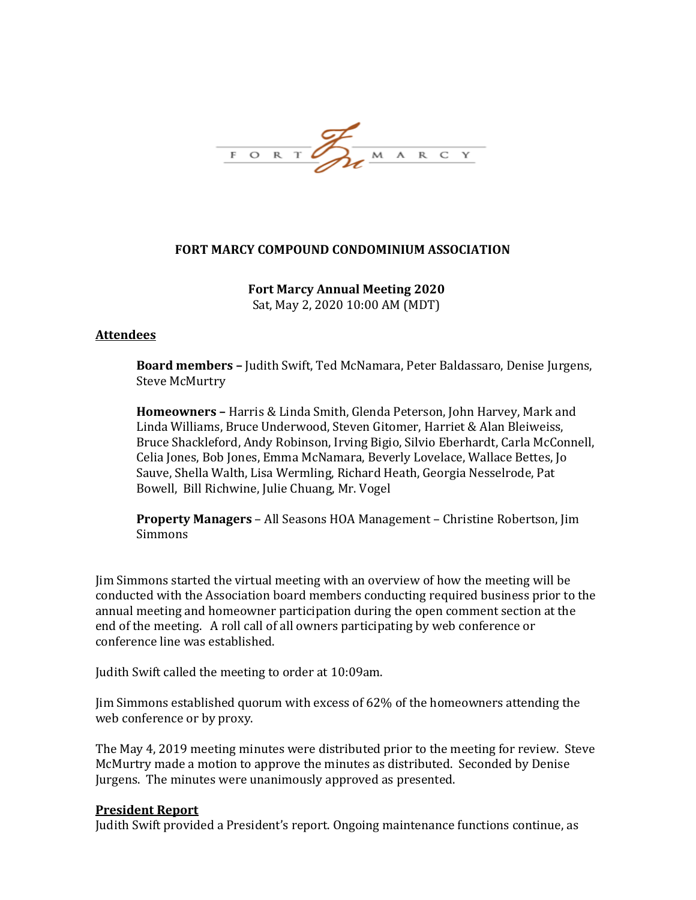FORT MARCY

**FORT MARCY COMPOUND CONDOMINIUM ASSOCIATION**

**Fort Marcy Annual Meeting 2020**
Sat, May 2, 2020 10:00 AM (MDT)

## Attendees

**Board members –** Judith Swift, Ted McNamara, Peter Baldassaro, Denise Jurgens, Steve McMurtry

**Homeowners –** Harris & Linda Smith, Glenda Peterson, John Harvey, Mark and Linda Williams, Bruce Underwood, Steven Gitomer, Harriet & Alan Bleiweiss, Bruce Shackleford, Andy Robinson, Irving Bigio, Silvio Eberhardt, Carla McConnell, Celia Jones, Bob Jones, Emma McNamara, Beverly Lovelace, Wallace Bettes, Jo Sauve, Shella Walth, Lisa Wermling, Richard Heath, Georgia Nesselrode, Pat Bowell, Bill Richwine, Julie Chuang, Mr. Vogel

**Property Managers** – All Seasons HOA Management – Christine Robertson, Jim Simmons

Jim Simmons started the virtual meeting with an overview of how the meeting will be conducted with the Association board members conducting required business prior to the annual meeting and homeowner participation during the open comment section at the end of the meeting. A roll call of all owners participating by web conference or conference line was established.

Judith Swift called the meeting to order at 10:09am.

Jim Simmons established quorum with excess of 62% of the homeowners attending the web conference or by proxy.

The May 4, 2019 meeting minutes were distributed prior to the meeting for review. Steve McMurtry made a motion to approve the minutes as distributed. Seconded by Denise Jurgens. The minutes were unanimously approved as presented.

## President Report

Judith Swift provided a President's report. Ongoing maintenance functions continue, as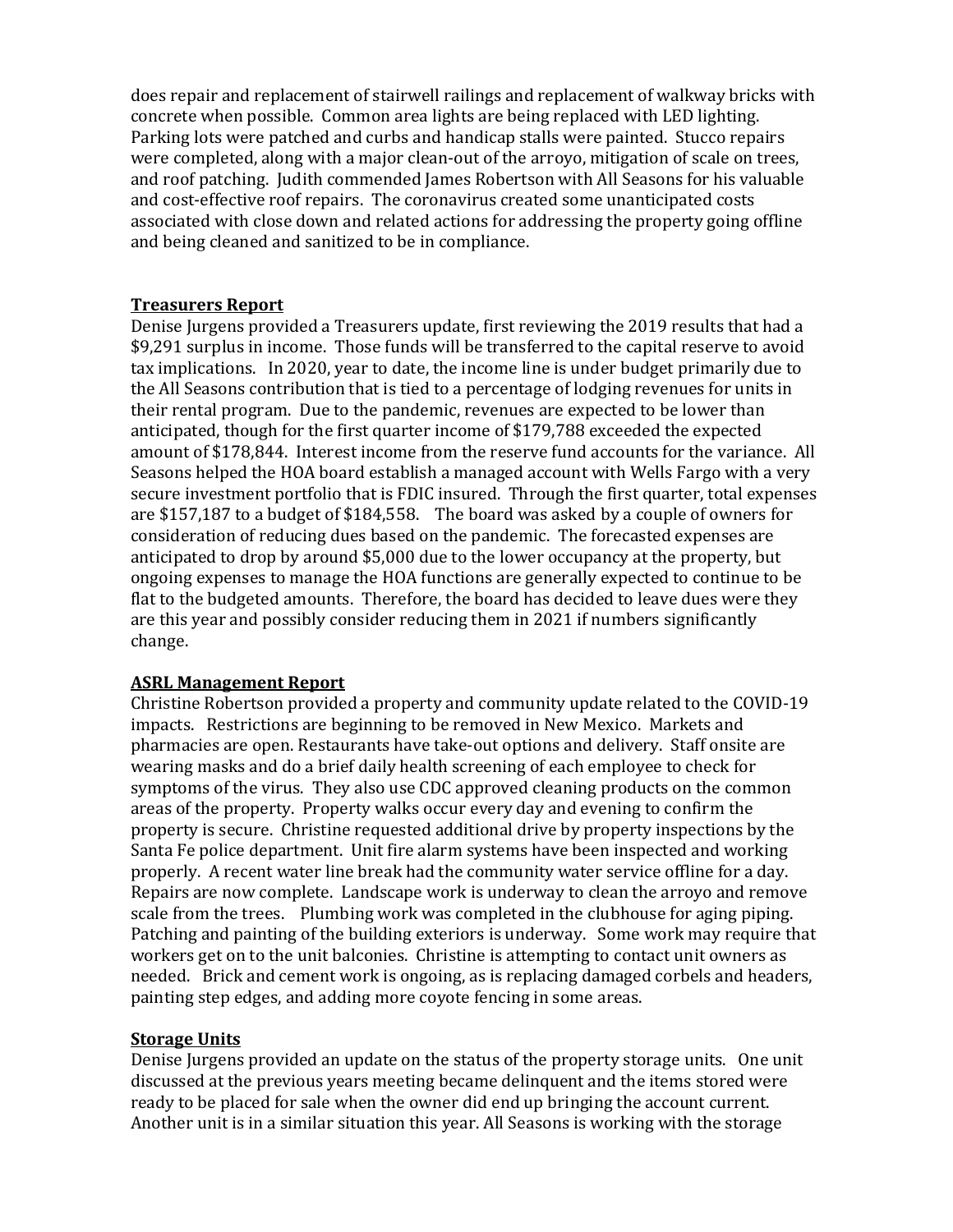does repair and replacement of stairwell railings and replacement of walkway bricks with concrete when possible. Common area lights are being replaced with LED lighting. Parking lots were patched and curbs and handicap stalls were painted. Stucco repairs were completed, along with a major clean-out of the arroyo, mitigation of scale on trees, and roof patching. Judith commended James Robertson with All Seasons for his valuable and cost-effective roof repairs. The coronavirus created some unanticipated costs associated with close down and related actions for addressing the property going offline and being cleaned and sanitized to be in compliance.

**Treasurers Report**

Denise Jurgens provided a Treasurers update, first reviewing the 2019 results that had a $9,291 surplus in income. Those funds will be transferred to the capital reserve to avoid tax implications. In 2020, year to date, the income line is under budget primarily due to the All Seasons contribution that is tied to a percentage of lodging revenues for units in their rental program. Due to the pandemic, revenues are expected to be lower than anticipated, though for the first quarter income of $179,788 exceeded the expected amount of $178,844. Interest income from the reserve fund accounts for the variance. All Seasons helped the HOA board establish a managed account with Wells Fargo with a very secure investment portfolio that is FDIC insured. Through the first quarter, total expenses are $157,187 to a budget of $184,558. The board was asked by a couple of owners for consideration of reducing dues based on the pandemic. The forecasted expenses are anticipated to drop by around $5,000 due to the lower occupancy at the property, but ongoing expenses to manage the HOA functions are generally expected to continue to be flat to the budgeted amounts. Therefore, the board has decided to leave dues were they are this year and possibly consider reducing them in 2021 if numbers significantly change.

**ASRL Management Report**

Christine Robertson provided a property and community update related to the COVID-19 impacts. Restrictions are beginning to be removed in New Mexico. Markets and pharmacies are open. Restaurants have take-out options and delivery. Staff onsite are wearing masks and do a brief daily health screening of each employee to check for symptoms of the virus. They also use CDC approved cleaning products on the common areas of the property. Property walks occur every day and evening to confirm the property is secure. Christine requested additional drive by property inspections by the Santa Fe police department. Unit fire alarm systems have been inspected and working properly. A recent water line break had the community water service offline for a day. Repairs are now complete. Landscape work is underway to clean the arroyo and remove scale from the trees. Plumbing work was completed in the clubhouse for aging piping. Patching and painting of the building exteriors is underway. Some work may require that workers get on to the unit balconies. Christine is attempting to contact unit owners as needed. Brick and cement work is ongoing, as is replacing damaged corbels and headers, painting step edges, and adding more coyote fencing in some areas.

**Storage Units**

Denise Jurgens provided an update on the status of the property storage units. One unit discussed at the previous years meeting became delinquent and the items stored were ready to be placed for sale when the owner did end up bringing the account current. Another unit is in a similar situation this year. All Seasons is working with the storage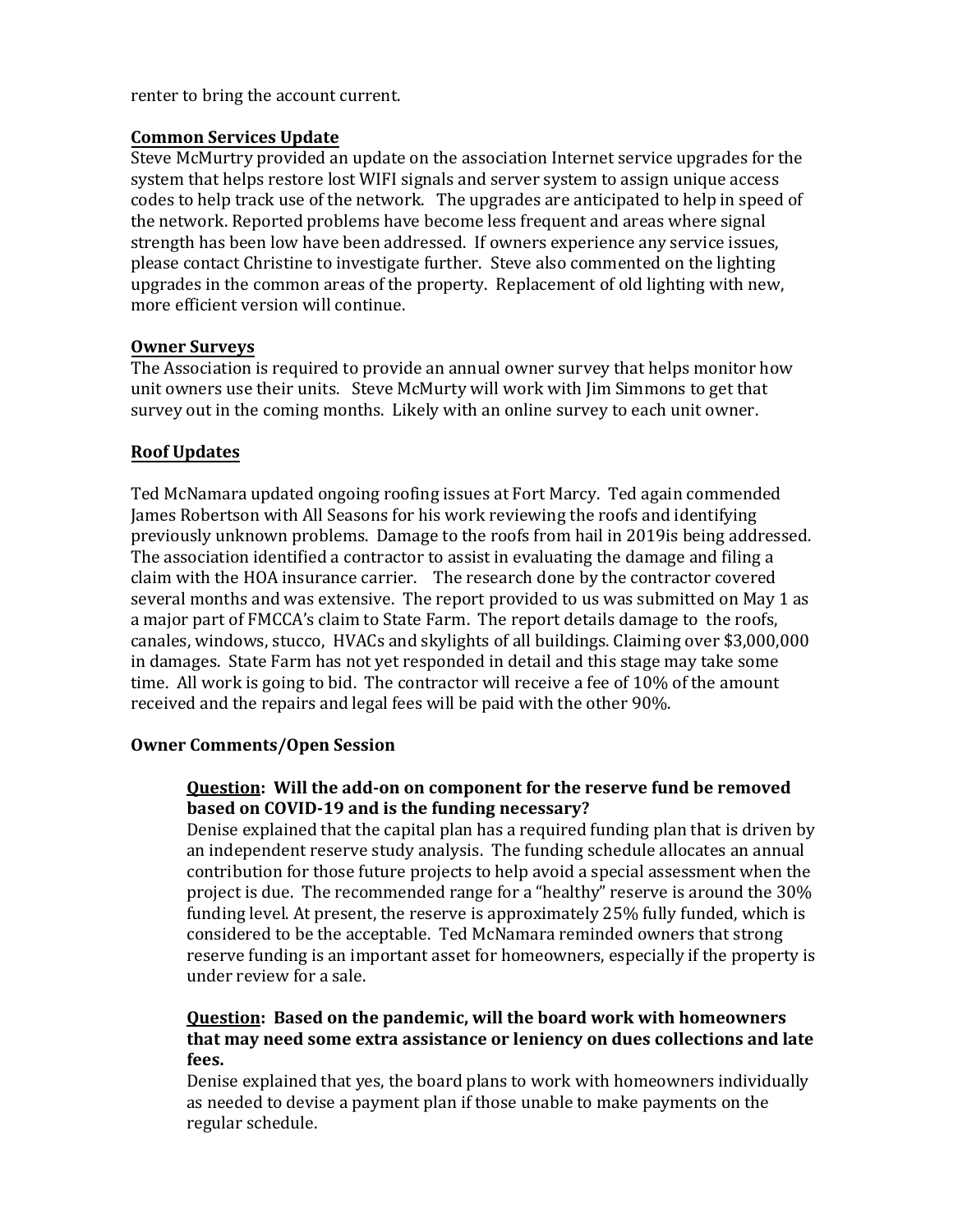renter to bring the account current.

**Common Services Update**

Steve McMurtry provided an update on the association Internet service upgrades for the system that helps restore lost WIFI signals and server system to assign unique access codes to help track use of the network. The upgrades are anticipated to help in speed of the network. Reported problems have become less frequent and areas where signal strength has been low have been addressed. If owners experience any service issues, please contact Christine to investigate further. Steve also commented on the lighting upgrades in the common areas of the property. Replacement of old lighting with new, more efficient version will continue.

**Owner Surveys**

The Association is required to provide an annual owner survey that helps monitor how unit owners use their units. Steve McMurty will work with Jim Simmons to get that survey out in the coming months. Likely with an online survey to each unit owner.

**Roof Updates**

Ted McNamara updated ongoing roofing issues at Fort Marcy. Ted again commended James Robertson with All Seasons for his work reviewing the roofs and identifying previously unknown problems. Damage to the roofs from hail in 2019is being addressed. The association identified a contractor to assist in evaluating the damage and filing a claim with the HOA insurance carrier. The research done by the contractor covered several months and was extensive. The report provided to us was submitted on May 1 as a major part of FMCCA's claim to State Farm. The report details damage to the roofs, canales, windows, stucco, HVACs and skylights of all buildings. Claiming over $3,000,000 in damages. State Farm has not yet responded in detail and this stage may take some time. All work is going to bid. The contractor will receive a fee of 10% of the amount received and the repairs and legal fees will be paid with the other 90%.

**Owner Comments/Open Session**

**Question: Will the add-on on component for the reserve fund be removed based on COVID-19 and is the funding necessary?**

Denise explained that the capital plan has a required funding plan that is driven by an independent reserve study analysis. The funding schedule allocates an annual contribution for those future projects to help avoid a special assessment when the project is due. The recommended range for a "healthy" reserve is around the 30% funding level. At present, the reserve is approximately 25% fully funded, which is considered to be the acceptable. Ted McNamara reminded owners that strong reserve funding is an important asset for homeowners, especially if the property is under review for a sale.

**Question: Based on the pandemic, will the board work with homeowners that may need some extra assistance or leniency on dues collections and late fees.**

Denise explained that yes, the board plans to work with homeowners individually as needed to devise a payment plan if those unable to make payments on the regular schedule.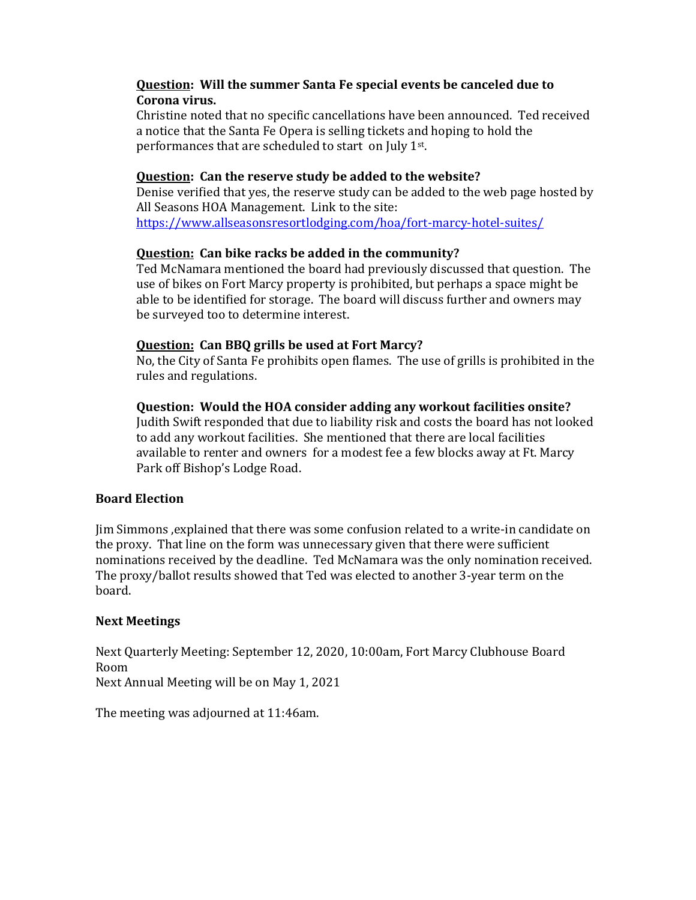**<u>Question</u>: Will the summer Santa Fe special events be canceled due to Corona virus.**

Christine noted that no specific cancellations have been announced. Ted received a notice that the Santa Fe Opera is selling tickets and hoping to hold the performances that are scheduled to start on July 1st.

**<u>Question</u>: Can the reserve study be added to the website?**

Denise verified that yes, the reserve study can be added to the web page hosted by All Seasons HOA Management. Link to the site: [https://www.allseasonsresortlodging.com/hoa/fort-marcy-hotel-suites/](https://www.allseasonsresortlodging.com/hoa/fort-marcy-hotel-suites/)

**<u>Question:</u> Can bike racks be added in the community?**

Ted McNamara mentioned the board had previously discussed that question. The use of bikes on Fort Marcy property is prohibited, but perhaps a space might be able to be identified for storage. The board will discuss further and owners may be surveyed too to determine interest.

**<u>Question:</u> Can BBQ grills be used at Fort Marcy?**

No, the City of Santa Fe prohibits open flames. The use of grills is prohibited in the rules and regulations.

**Question: Would the HOA consider adding any workout facilities onsite?**

Judith Swift responded that due to liability risk and costs the board has not looked to add any workout facilities. She mentioned that there are local facilities available to renter and owners for a modest fee a few blocks away at Ft. Marcy Park off Bishop's Lodge Road.

**Board Election**

Jim Simmons ,explained that there was some confusion related to a write-in candidate on the proxy. That line on the form was unnecessary given that there were sufficient nominations received by the deadline. Ted McNamara was the only nomination received. The proxy/ballot results showed that Ted was elected to another 3-year term on the board.

**Next Meetings**

Next Quarterly Meeting: September 12, 2020, 10:00am, Fort Marcy Clubhouse Board Room
Next Annual Meeting will be on May 1, 2021

The meeting was adjourned at 11:46am.